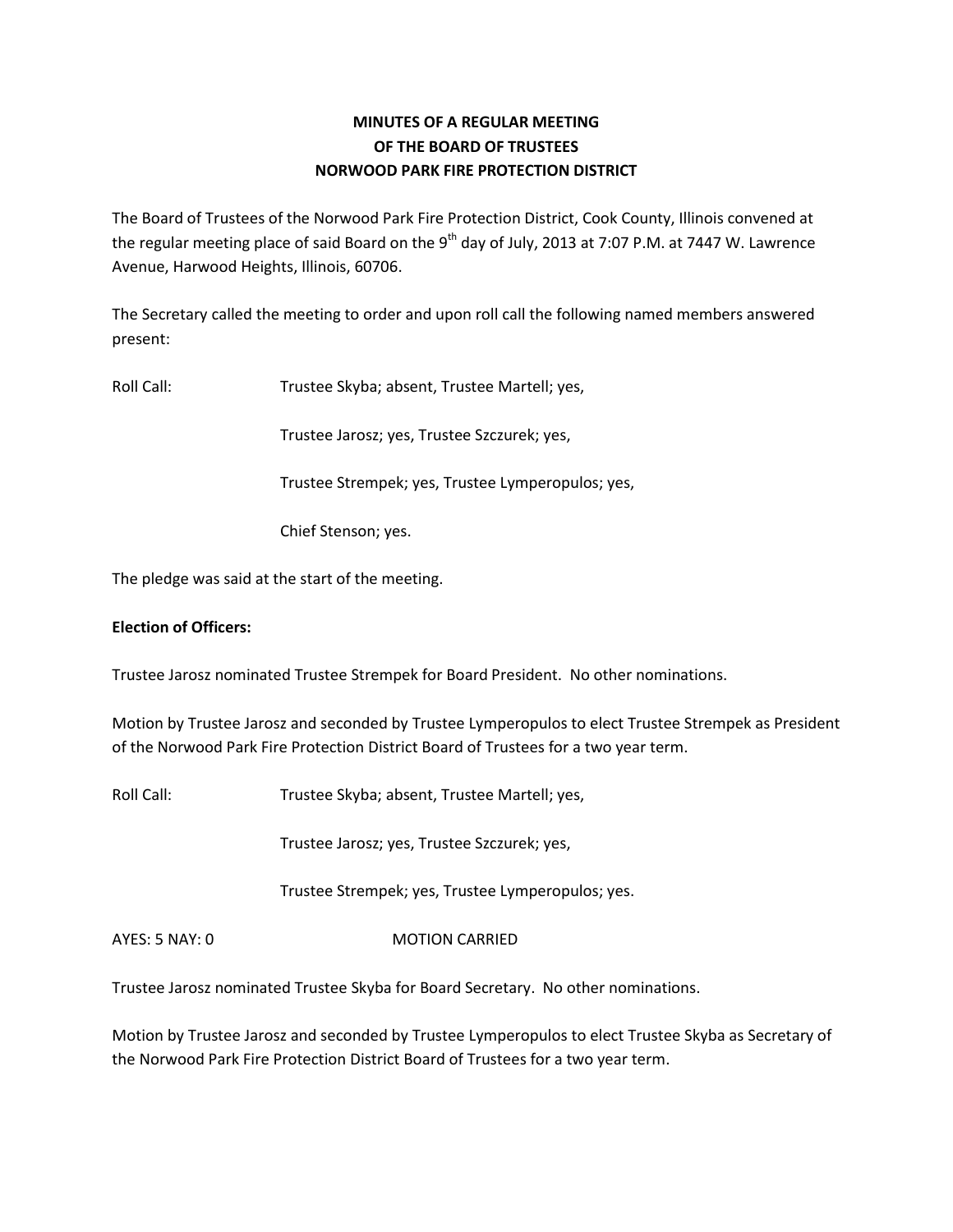# MINUTES OF A REGULAR MEETING
# OF THE BOARD OF TRUSTEES
# NORWOOD PARK FIRE PROTECTION DISTRICT

The Board of Trustees of the Norwood Park Fire Protection District, Cook County, Illinois convened at the regular meeting place of said Board on the 9th day of July, 2013 at 7:07 P.M. at 7447 W. Lawrence Avenue, Harwood Heights, Illinois, 60706.

The Secretary called the meeting to order and upon roll call the following named members answered present:

Roll Call: Trustee Skyba; absent, Trustee Martell; yes,

Trustee Jarosz; yes, Trustee Szczurek; yes,

Trustee Strempek; yes, Trustee Lymperopulos; yes,

Chief Stenson; yes.

The pledge was said at the start of the meeting.

**Election of Officers:**

Trustee Jarosz nominated Trustee Strempek for Board President. No other nominations.

Motion by Trustee Jarosz and seconded by Trustee Lymperopulos to elect Trustee Strempek as President of the Norwood Park Fire Protection District Board of Trustees for a two year term.

Roll Call: Trustee Skyba; absent, Trustee Martell; yes,

Trustee Jarosz; yes, Trustee Szczurek; yes,

Trustee Strempek; yes, Trustee Lymperopulos; yes.

AYES: 5 NAY: 0 MOTION CARRIED

Trustee Jarosz nominated Trustee Skyba for Board Secretary. No other nominations.

Motion by Trustee Jarosz and seconded by Trustee Lymperopulos to elect Trustee Skyba as Secretary of the Norwood Park Fire Protection District Board of Trustees for a two year term.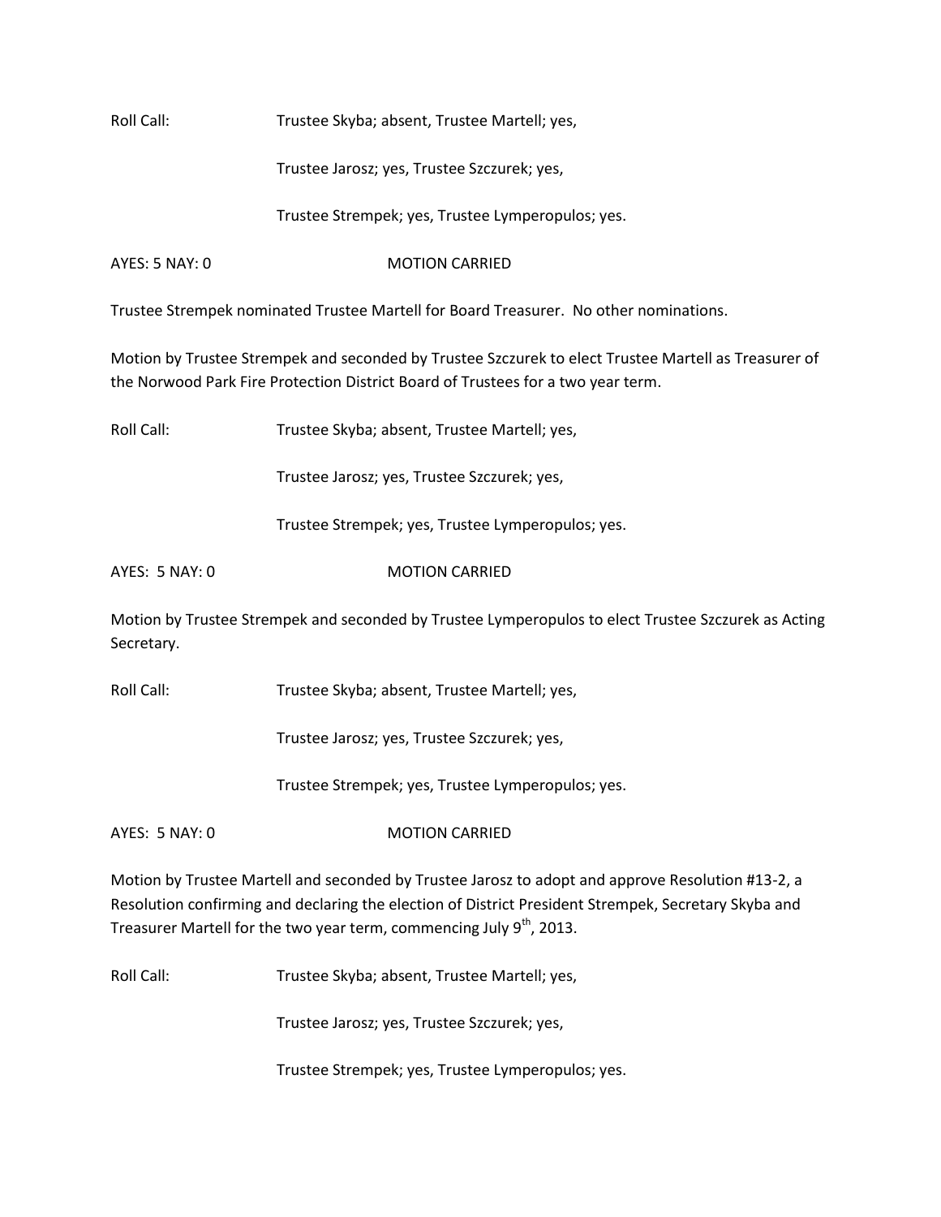Roll Call: Trustee Skyba; absent, Trustee Martell; yes,

Trustee Jarosz; yes, Trustee Szczurek; yes,

Trustee Strempek; yes, Trustee Lymperopulos; yes.

AYES: 5 NAY: 0 MOTION CARRIED

Trustee Strempek nominated Trustee Martell for Board Treasurer. No other nominations.

Motion by Trustee Strempek and seconded by Trustee Szczurek to elect Trustee Martell as Treasurer of the Norwood Park Fire Protection District Board of Trustees for a two year term.

Roll Call: Trustee Skyba; absent, Trustee Martell; yes,

Trustee Jarosz; yes, Trustee Szczurek; yes,

Trustee Strempek; yes, Trustee Lymperopulos; yes.

AYES: 5 NAY: 0 MOTION CARRIED

Motion by Trustee Strempek and seconded by Trustee Lymperopulos to elect Trustee Szczurek as Acting Secretary.

Roll Call: Trustee Skyba; absent, Trustee Martell; yes,

Trustee Jarosz; yes, Trustee Szczurek; yes,

Trustee Strempek; yes, Trustee Lymperopulos; yes.

AYES: 5 NAY: 0 MOTION CARRIED

Motion by Trustee Martell and seconded by Trustee Jarosz to adopt and approve Resolution #13-2, a Resolution confirming and declaring the election of District President Strempek, Secretary Skyba and Treasurer Martell for the two year term, commencing July 9th, 2013.

Roll Call: Trustee Skyba; absent, Trustee Martell; yes,

Trustee Jarosz; yes, Trustee Szczurek; yes,

Trustee Strempek; yes, Trustee Lymperopulos; yes.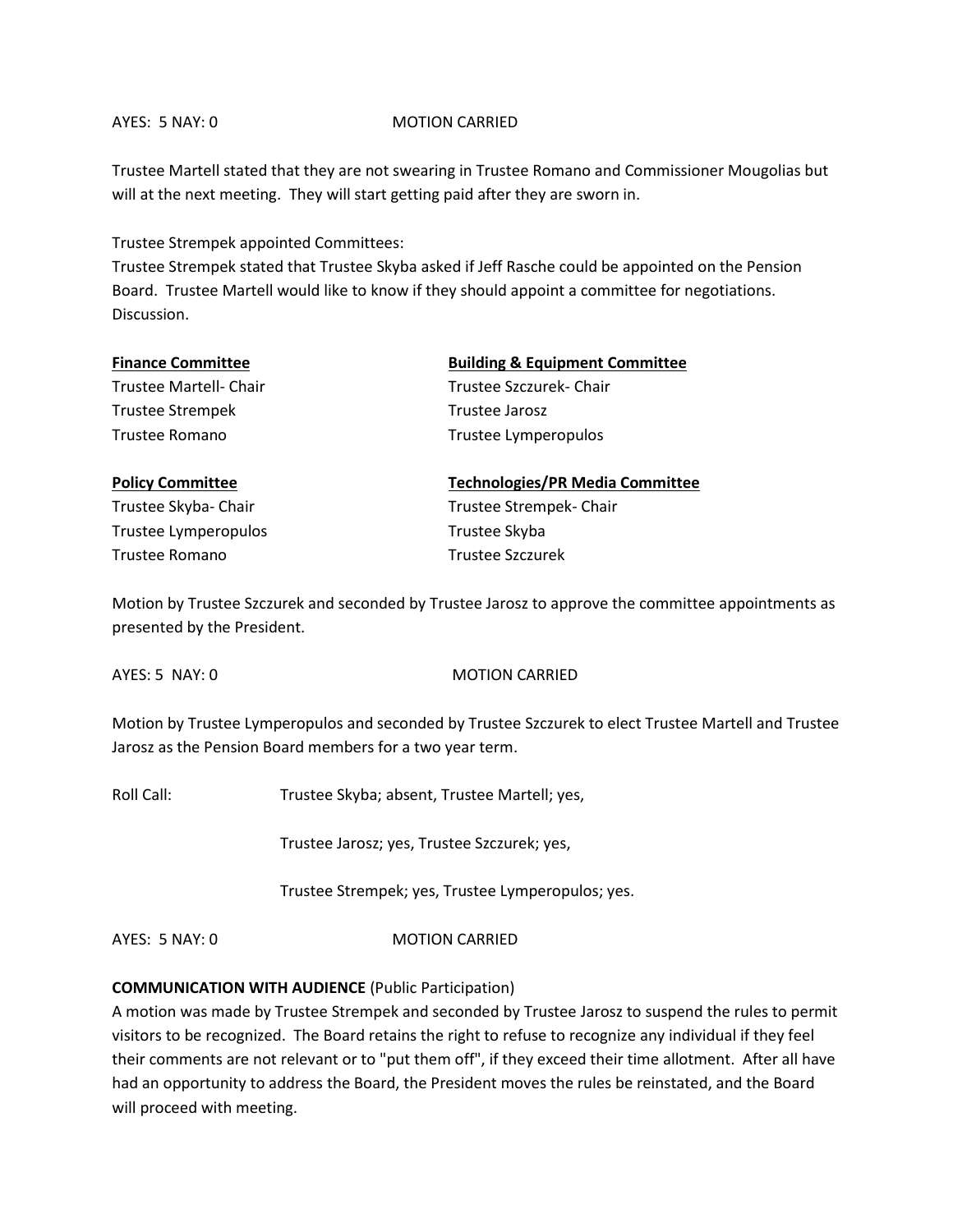AYES: 5 NAY: 0 MOTION CARRIED

Trustee Martell stated that they are not swearing in Trustee Romano and Commissioner Mougolias but will at the next meeting. They will start getting paid after they are sworn in.

Trustee Strempek appointed Committees:
Trustee Strempek stated that Trustee Skyba asked if Jeff Rasche could be appointed on the Pension Board. Trustee Martell would like to know if they should appoint a committee for negotiations. Discussion.

**Finance Committee**
Trustee Martell- Chair
Trustee Strempek
Trustee Romano

**Building & Equipment Committee**
Trustee Szczurek- Chair
Trustee Jarosz
Trustee Lymperopulos

**Policy Committee**
Trustee Skyba- Chair
Trustee Lymperopulos
Trustee Romano

**Technologies/PR Media Committee**
Trustee Strempek- Chair
Trustee Skyba
Trustee Szczurek

Motion by Trustee Szczurek and seconded by Trustee Jarosz to approve the committee appointments as presented by the President.

AYES: 5 NAY: 0 MOTION CARRIED

Motion by Trustee Lymperopulos and seconded by Trustee Szczurek to elect Trustee Martell and Trustee Jarosz as the Pension Board members for a two year term.

Roll Call: Trustee Skyba; absent, Trustee Martell; yes,

Trustee Jarosz; yes, Trustee Szczurek; yes,

Trustee Strempek; yes, Trustee Lymperopulos; yes.

AYES: 5 NAY: 0 MOTION CARRIED

**COMMUNICATION WITH AUDIENCE** (Public Participation)
A motion was made by Trustee Strempek and seconded by Trustee Jarosz to suspend the rules to permit visitors to be recognized. The Board retains the right to refuse to recognize any individual if they feel their comments are not relevant or to "put them off", if they exceed their time allotment. After all have had an opportunity to address the Board, the President moves the rules be reinstated, and the Board will proceed with meeting.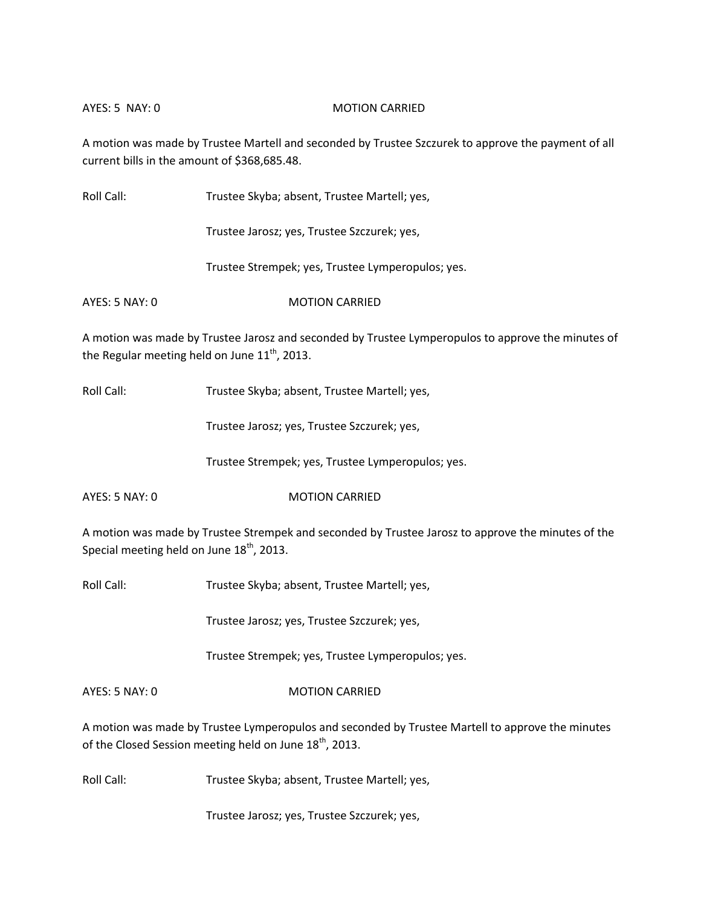AYES: 5 NAY: 0 MOTION CARRIED

A motion was made by Trustee Martell and seconded by Trustee Szczurek to approve the payment of all current bills in the amount of $368,685.48.

Roll Call: Trustee Skyba; absent, Trustee Martell; yes,

Trustee Jarosz; yes, Trustee Szczurek; yes,

Trustee Strempek; yes, Trustee Lymperopulos; yes.

AYES: 5 NAY: 0 MOTION CARRIED

A motion was made by Trustee Jarosz and seconded by Trustee Lymperopulos to approve the minutes of the Regular meeting held on June 11th, 2013.

Roll Call: Trustee Skyba; absent, Trustee Martell; yes,

Trustee Jarosz; yes, Trustee Szczurek; yes,

Trustee Strempek; yes, Trustee Lymperopulos; yes.

AYES: 5 NAY: 0 MOTION CARRIED

A motion was made by Trustee Strempek and seconded by Trustee Jarosz to approve the minutes of the Special meeting held on June 18th, 2013.

Roll Call: Trustee Skyba; absent, Trustee Martell; yes,

Trustee Jarosz; yes, Trustee Szczurek; yes,

Trustee Strempek; yes, Trustee Lymperopulos; yes.

AYES: 5 NAY: 0 MOTION CARRIED

A motion was made by Trustee Lymperopulos and seconded by Trustee Martell to approve the minutes of the Closed Session meeting held on June 18th, 2013.

Roll Call: Trustee Skyba; absent, Trustee Martell; yes,

Trustee Jarosz; yes, Trustee Szczurek; yes,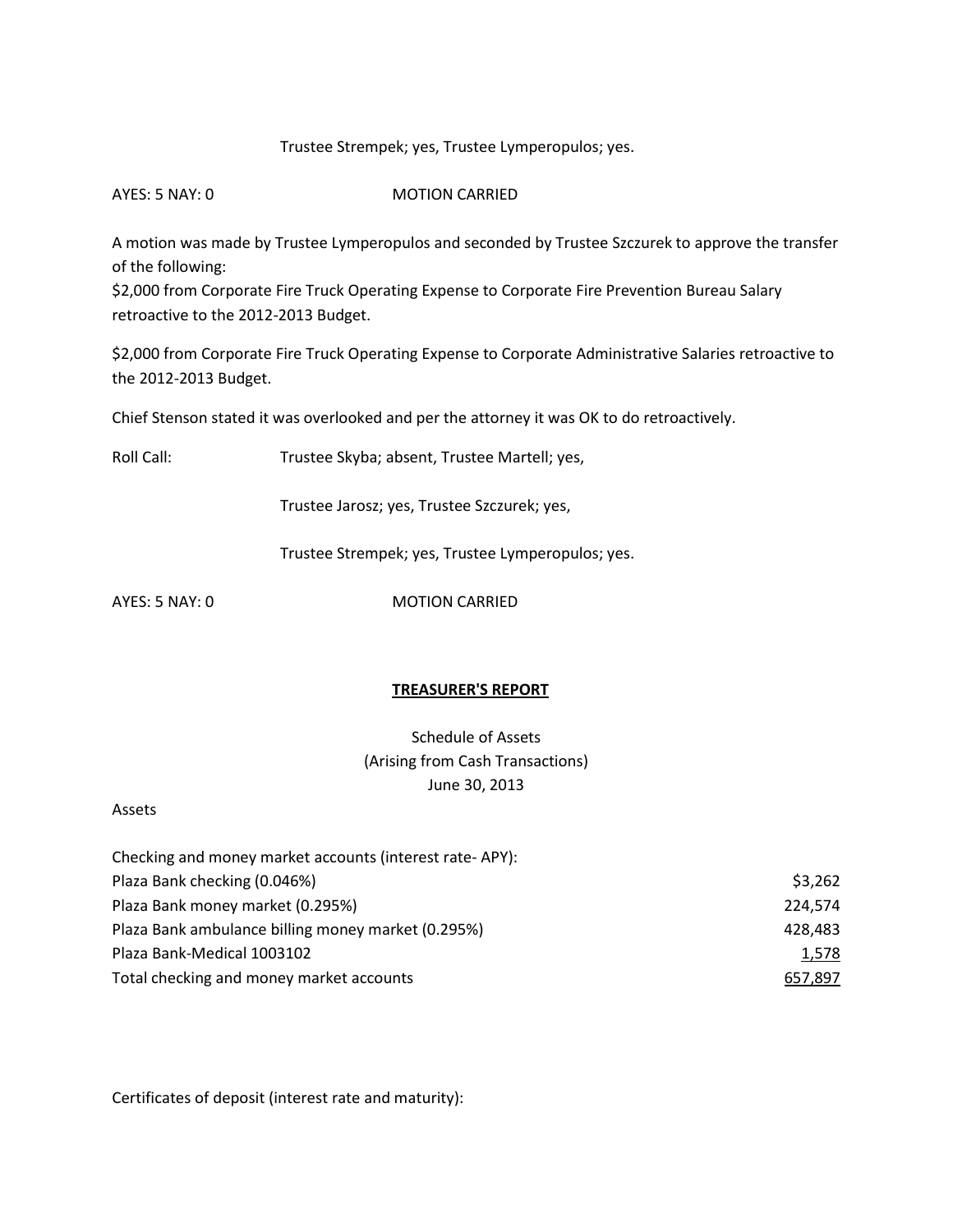Trustee Strempek; yes, Trustee Lymperopulos; yes.

AYES: 5 NAY: 0 MOTION CARRIED

A motion was made by Trustee Lymperopulos and seconded by Trustee Szczurek to approve the transfer of the following:
$2,000 from Corporate Fire Truck Operating Expense to Corporate Fire Prevention Bureau Salary retroactive to the 2012-2013 Budget.

$2,000 from Corporate Fire Truck Operating Expense to Corporate Administrative Salaries retroactive to the 2012-2013 Budget.

Chief Stenson stated it was overlooked and per the attorney it was OK to do retroactively.

Roll Call: Trustee Skyba; absent, Trustee Martell; yes,

Trustee Jarosz; yes, Trustee Szczurek; yes,

Trustee Strempek; yes, Trustee Lymperopulos; yes.

AYES: 5 NAY: 0 MOTION CARRIED

## TREASURER'S REPORT

Schedule of Assets
(Arising from Cash Transactions)
June 30, 2013

Assets

| Checking and money market accounts (interest rate- APY): | |
|---|---|
| Plaza Bank checking (0.046%) | $3,262 |
| Plaza Bank money market (0.295%) | 224,574 |
| Plaza Bank ambulance billing money market (0.295%) | 428,483 |
| Plaza Bank-Medical 1003102 | 1,578 |
| Total checking and money market accounts | 657,897 |

Certificates of deposit (interest rate and maturity):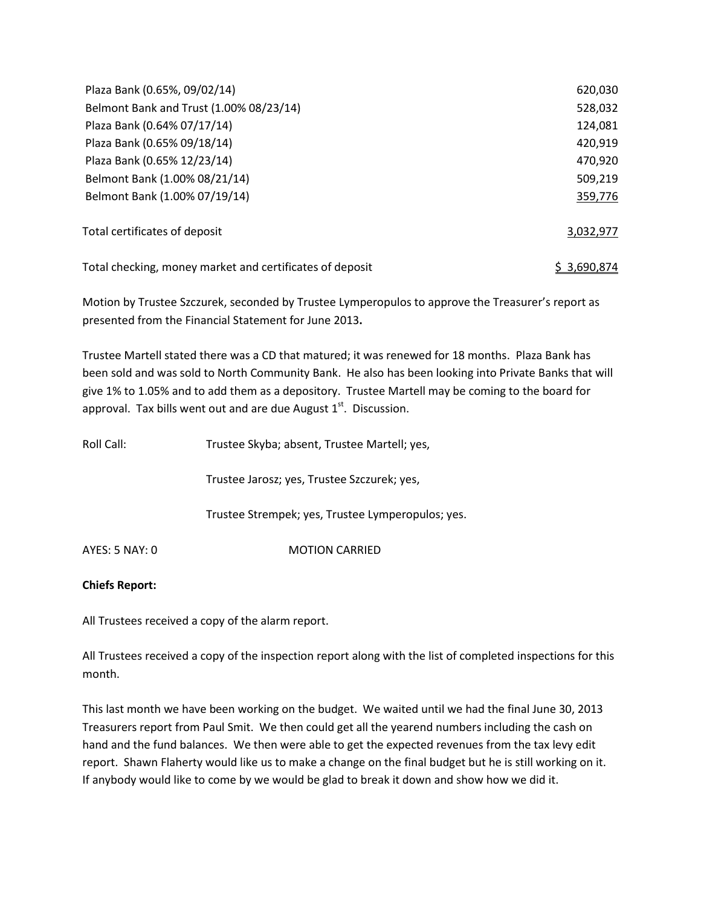| | |
|---|---|
| Plaza Bank (0.65%, 09/02/14) | 620,030 |
| Belmont Bank and Trust (1.00% 08/23/14) | 528,032 |
| Plaza Bank (0.64% 07/17/14) | 124,081 |
| Plaza Bank (0.65% 09/18/14) | 420,919 |
| Plaza Bank (0.65% 12/23/14) | 470,920 |
| Belmont Bank (1.00% 08/21/14) | 509,219 |
| Belmont Bank (1.00% 07/19/14) | 359,776 |
| Total certificates of deposit | 3,032,977 |
| Total checking, money market and certificates of deposit | $ 3,690,874 |

Motion by Trustee Szczurek, seconded by Trustee Lymperopulos to approve the Treasurer's report as presented from the Financial Statement for June 2013**.**

Trustee Martell stated there was a CD that matured; it was renewed for 18 months. Plaza Bank has been sold and was sold to North Community Bank. He also has been looking into Private Banks that will give 1% to 1.05% and to add them as a depository. Trustee Martell may be coming to the board for approval. Tax bills went out and are due August 1st. Discussion.

Roll Call: Trustee Skyba; absent, Trustee Martell; yes,

Trustee Jarosz; yes, Trustee Szczurek; yes,

Trustee Strempek; yes, Trustee Lymperopulos; yes.

AYES: 5 NAY: 0 MOTION CARRIED

**Chiefs Report:**

All Trustees received a copy of the alarm report.

All Trustees received a copy of the inspection report along with the list of completed inspections for this month.

This last month we have been working on the budget. We waited until we had the final June 30, 2013 Treasurers report from Paul Smit. We then could get all the yearend numbers including the cash on hand and the fund balances. We then were able to get the expected revenues from the tax levy edit report. Shawn Flaherty would like us to make a change on the final budget but he is still working on it. If anybody would like to come by we would be glad to break it down and show how we did it.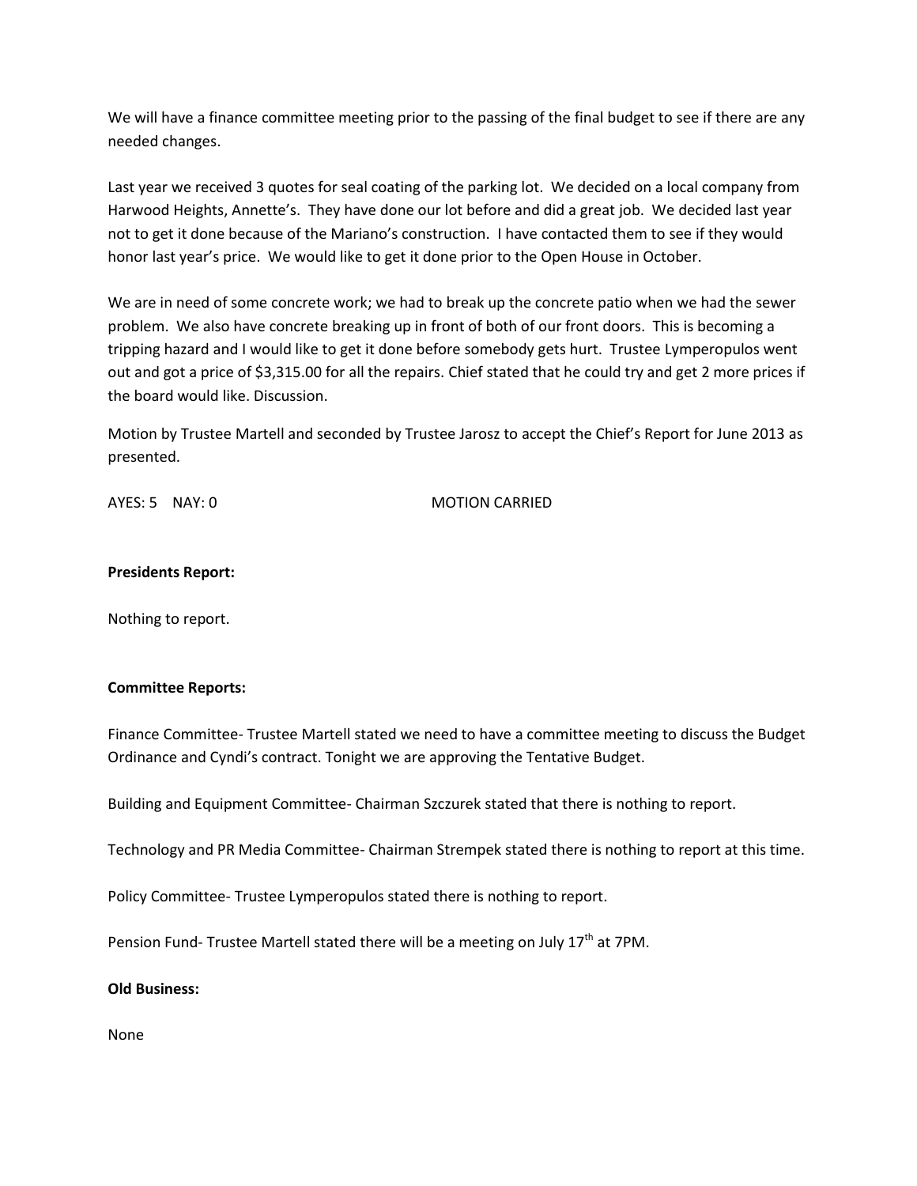We will have a finance committee meeting prior to the passing of the final budget to see if there are any needed changes.

Last year we received 3 quotes for seal coating of the parking lot. We decided on a local company from Harwood Heights, Annette's. They have done our lot before and did a great job. We decided last year not to get it done because of the Mariano's construction. I have contacted them to see if they would honor last year's price. We would like to get it done prior to the Open House in October.

We are in need of some concrete work; we had to break up the concrete patio when we had the sewer problem. We also have concrete breaking up in front of both of our front doors. This is becoming a tripping hazard and I would like to get it done before somebody gets hurt. Trustee Lymperopulos went out and got a price of $3,315.00 for all the repairs. Chief stated that he could try and get 2 more prices if the board would like. Discussion.

Motion by Trustee Martell and seconded by Trustee Jarosz to accept the Chief's Report for June 2013 as presented.

AYES: 5 NAY: 0 MOTION CARRIED

**Presidents Report:**

Nothing to report.

**Committee Reports:**

Finance Committee- Trustee Martell stated we need to have a committee meeting to discuss the Budget Ordinance and Cyndi's contract. Tonight we are approving the Tentative Budget.

Building and Equipment Committee- Chairman Szczurek stated that there is nothing to report.

Technology and PR Media Committee- Chairman Strempek stated there is nothing to report at this time.

Policy Committee- Trustee Lymperopulos stated there is nothing to report.

Pension Fund- Trustee Martell stated there will be a meeting on July 17th at 7PM.

**Old Business:**

None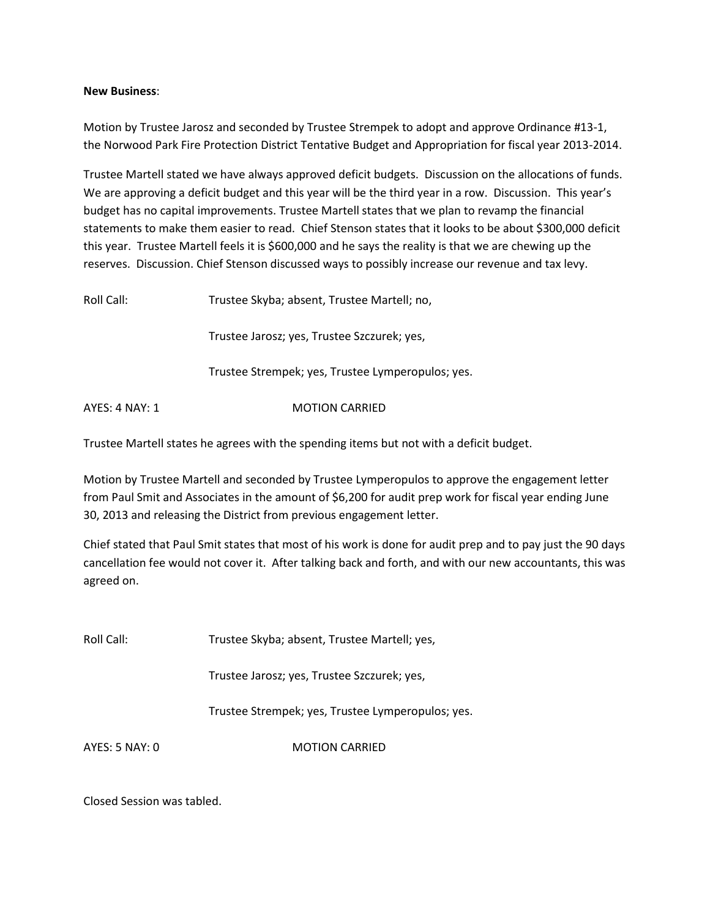**New Business**:

Motion by Trustee Jarosz and seconded by Trustee Strempek to adopt and approve Ordinance #13-1, the Norwood Park Fire Protection District Tentative Budget and Appropriation for fiscal year 2013-2014.

Trustee Martell stated we have always approved deficit budgets. Discussion on the allocations of funds. We are approving a deficit budget and this year will be the third year in a row. Discussion. This year's budget has no capital improvements. Trustee Martell states that we plan to revamp the financial statements to make them easier to read. Chief Stenson states that it looks to be about $300,000 deficit this year. Trustee Martell feels it is $600,000 and he says the reality is that we are chewing up the reserves. Discussion. Chief Stenson discussed ways to possibly increase our revenue and tax levy.

Roll Call: Trustee Skyba; absent, Trustee Martell; no,

Trustee Jarosz; yes, Trustee Szczurek; yes,

Trustee Strempek; yes, Trustee Lymperopulos; yes.

AYES: 4 NAY: 1 MOTION CARRIED

Trustee Martell states he agrees with the spending items but not with a deficit budget.

Motion by Trustee Martell and seconded by Trustee Lymperopulos to approve the engagement letter from Paul Smit and Associates in the amount of $6,200 for audit prep work for fiscal year ending June 30, 2013 and releasing the District from previous engagement letter.

Chief stated that Paul Smit states that most of his work is done for audit prep and to pay just the 90 days cancellation fee would not cover it. After talking back and forth, and with our new accountants, this was agreed on.

Roll Call: Trustee Skyba; absent, Trustee Martell; yes,

Trustee Jarosz; yes, Trustee Szczurek; yes,

Trustee Strempek; yes, Trustee Lymperopulos; yes.

AYES: 5 NAY: 0 MOTION CARRIED

Closed Session was tabled.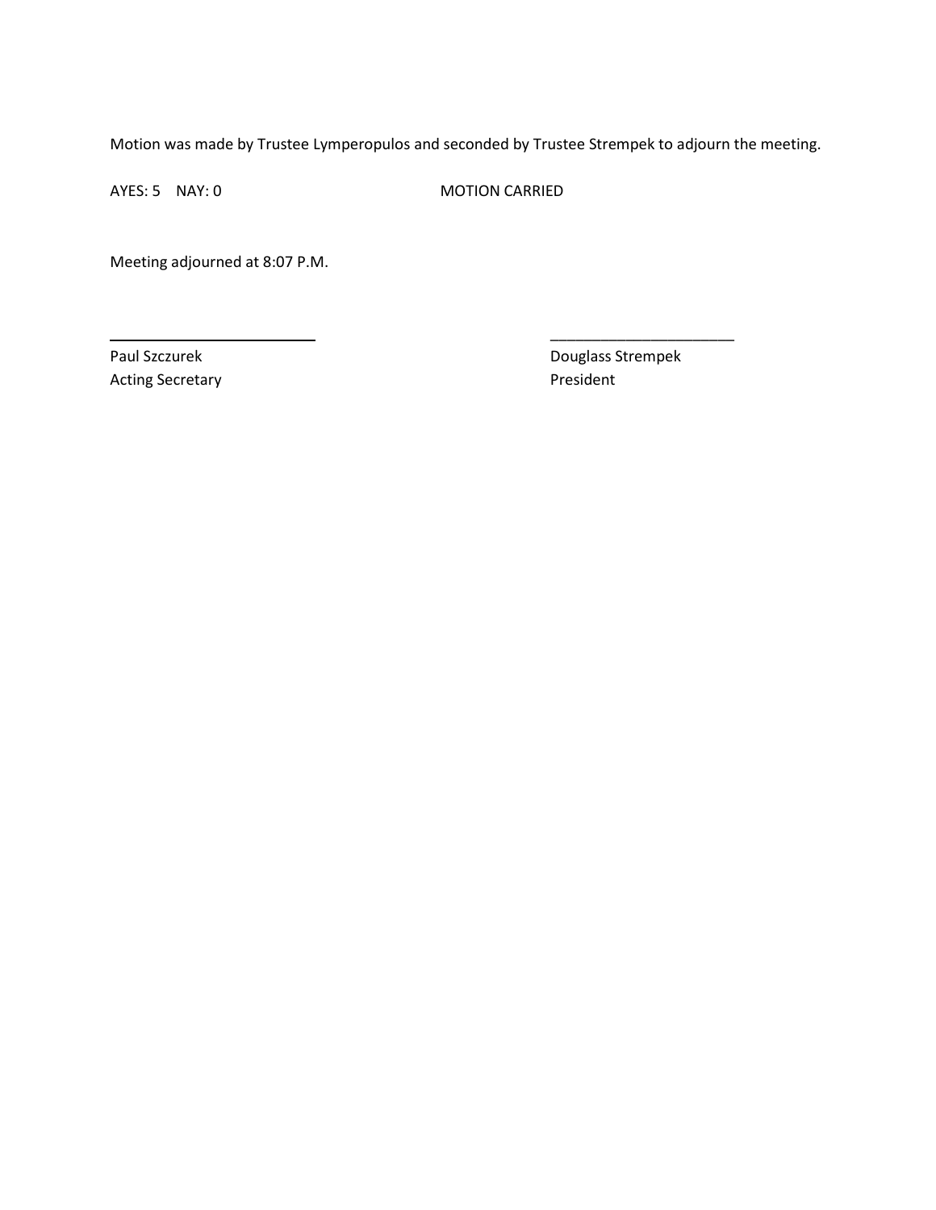Motion was made by Trustee Lymperopulos and seconded by Trustee Strempek to adjourn the meeting.

AYES: 5 NAY: 0 MOTION CARRIED

Meeting adjourned at 8:07 P.M.

Paul Szczurek
Acting Secretary

Douglass Strempek
President